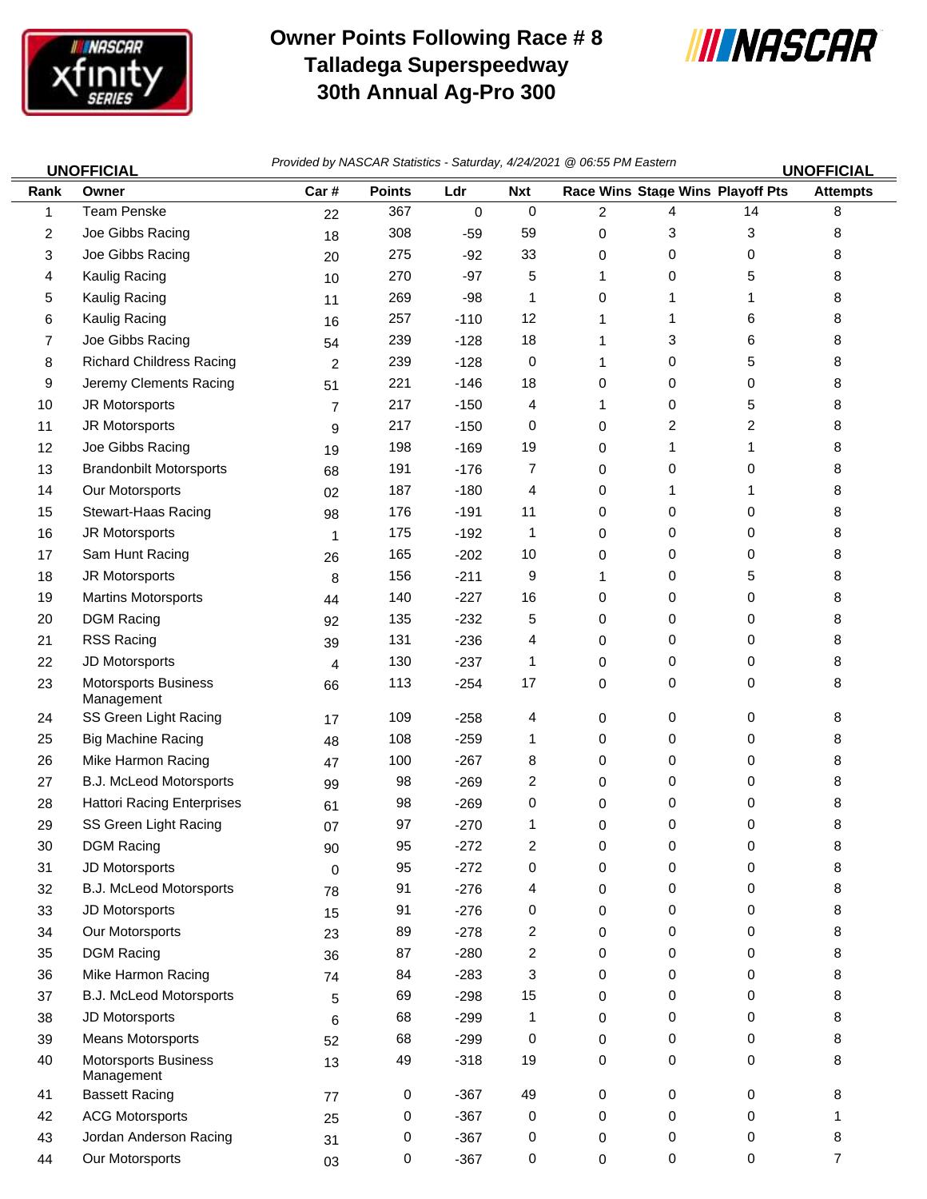# Owner Points Following Race # 8
# Talladega Superspeedway
# 30th Annual Ag-Pro 300

**UNOFFICIAL** *Provided by NASCAR Statistics - Saturday, 4/24/2021 @ 06:55 PM Eastern* **UNOFFICIAL**

| Rank | Owner | Car # | Points | Ldr | Nxt | Race Wins | Stage Wins | Playoff Pts | Attempts |
|---|---|---|---|---|---|---|---|---|---|
| 1 | Team Penske | 22 | 367 | 0 | 0 | 2 | 4 | 14 | 8 |
| 2 | Joe Gibbs Racing | 18 | 308 | -59 | 59 | 0 | 3 | 3 | 8 |
| 3 | Joe Gibbs Racing | 20 | 275 | -92 | 33 | 0 | 0 | 0 | 8 |
| 4 | Kaulig Racing | 10 | 270 | -97 | 5 | 1 | 0 | 5 | 8 |
| 5 | Kaulig Racing | 11 | 269 | -98 | 1 | 0 | 1 | 1 | 8 |
| 6 | Kaulig Racing | 16 | 257 | -110 | 12 | 1 | 1 | 6 | 8 |
| 7 | Joe Gibbs Racing | 54 | 239 | -128 | 18 | 1 | 3 | 6 | 8 |
| 8 | Richard Childress Racing | 2 | 239 | -128 | 0 | 1 | 0 | 5 | 8 |
| 9 | Jeremy Clements Racing | 51 | 221 | -146 | 18 | 0 | 0 | 0 | 8 |
| 10 | JR Motorsports | 7 | 217 | -150 | 4 | 1 | 0 | 5 | 8 |
| 11 | JR Motorsports | 9 | 217 | -150 | 0 | 0 | 2 | 2 | 8 |
| 12 | Joe Gibbs Racing | 19 | 198 | -169 | 19 | 0 | 1 | 1 | 8 |
| 13 | Brandonbilt Motorsports | 68 | 191 | -176 | 7 | 0 | 0 | 0 | 8 |
| 14 | Our Motorsports | 02 | 187 | -180 | 4 | 0 | 1 | 1 | 8 |
| 15 | Stewart-Haas Racing | 98 | 176 | -191 | 11 | 0 | 0 | 0 | 8 |
| 16 | JR Motorsports | 1 | 175 | -192 | 1 | 0 | 0 | 0 | 8 |
| 17 | Sam Hunt Racing | 26 | 165 | -202 | 10 | 0 | 0 | 0 | 8 |
| 18 | JR Motorsports | 8 | 156 | -211 | 9 | 1 | 0 | 5 | 8 |
| 19 | Martins Motorsports | 44 | 140 | -227 | 16 | 0 | 0 | 0 | 8 |
| 20 | DGM Racing | 92 | 135 | -232 | 5 | 0 | 0 | 0 | 8 |
| 21 | RSS Racing | 39 | 131 | -236 | 4 | 0 | 0 | 0 | 8 |
| 22 | JD Motorsports | 4 | 130 | -237 | 1 | 0 | 0 | 0 | 8 |
| 23 | Motorsports Business Management | 66 | 113 | -254 | 17 | 0 | 0 | 0 | 8 |
| 24 | SS Green Light Racing | 17 | 109 | -258 | 4 | 0 | 0 | 0 | 8 |
| 25 | Big Machine Racing | 48 | 108 | -259 | 1 | 0 | 0 | 0 | 8 |
| 26 | Mike Harmon Racing | 47 | 100 | -267 | 8 | 0 | 0 | 0 | 8 |
| 27 | B.J. McLeod Motorsports | 99 | 98 | -269 | 2 | 0 | 0 | 0 | 8 |
| 28 | Hattori Racing Enterprises | 61 | 98 | -269 | 0 | 0 | 0 | 0 | 8 |
| 29 | SS Green Light Racing | 07 | 97 | -270 | 1 | 0 | 0 | 0 | 8 |
| 30 | DGM Racing | 90 | 95 | -272 | 2 | 0 | 0 | 0 | 8 |
| 31 | JD Motorsports | 0 | 95 | -272 | 0 | 0 | 0 | 0 | 8 |
| 32 | B.J. McLeod Motorsports | 78 | 91 | -276 | 4 | 0 | 0 | 0 | 8 |
| 33 | JD Motorsports | 15 | 91 | -276 | 0 | 0 | 0 | 0 | 8 |
| 34 | Our Motorsports | 23 | 89 | -278 | 2 | 0 | 0 | 0 | 8 |
| 35 | DGM Racing | 36 | 87 | -280 | 2 | 0 | 0 | 0 | 8 |
| 36 | Mike Harmon Racing | 74 | 84 | -283 | 3 | 0 | 0 | 0 | 8 |
| 37 | B.J. McLeod Motorsports | 5 | 69 | -298 | 15 | 0 | 0 | 0 | 8 |
| 38 | JD Motorsports | 6 | 68 | -299 | 1 | 0 | 0 | 0 | 8 |
| 39 | Means Motorsports | 52 | 68 | -299 | 0 | 0 | 0 | 0 | 8 |
| 40 | Motorsports Business Management | 13 | 49 | -318 | 19 | 0 | 0 | 0 | 8 |
| 41 | Bassett Racing | 77 | 0 | -367 | 49 | 0 | 0 | 0 | 8 |
| 42 | ACG Motorsports | 25 | 0 | -367 | 0 | 0 | 0 | 0 | 1 |
| 43 | Jordan Anderson Racing | 31 | 0 | -367 | 0 | 0 | 0 | 0 | 8 |
| 44 | Our Motorsports | 03 | 0 | -367 | 0 | 0 | 0 | 0 | 7 |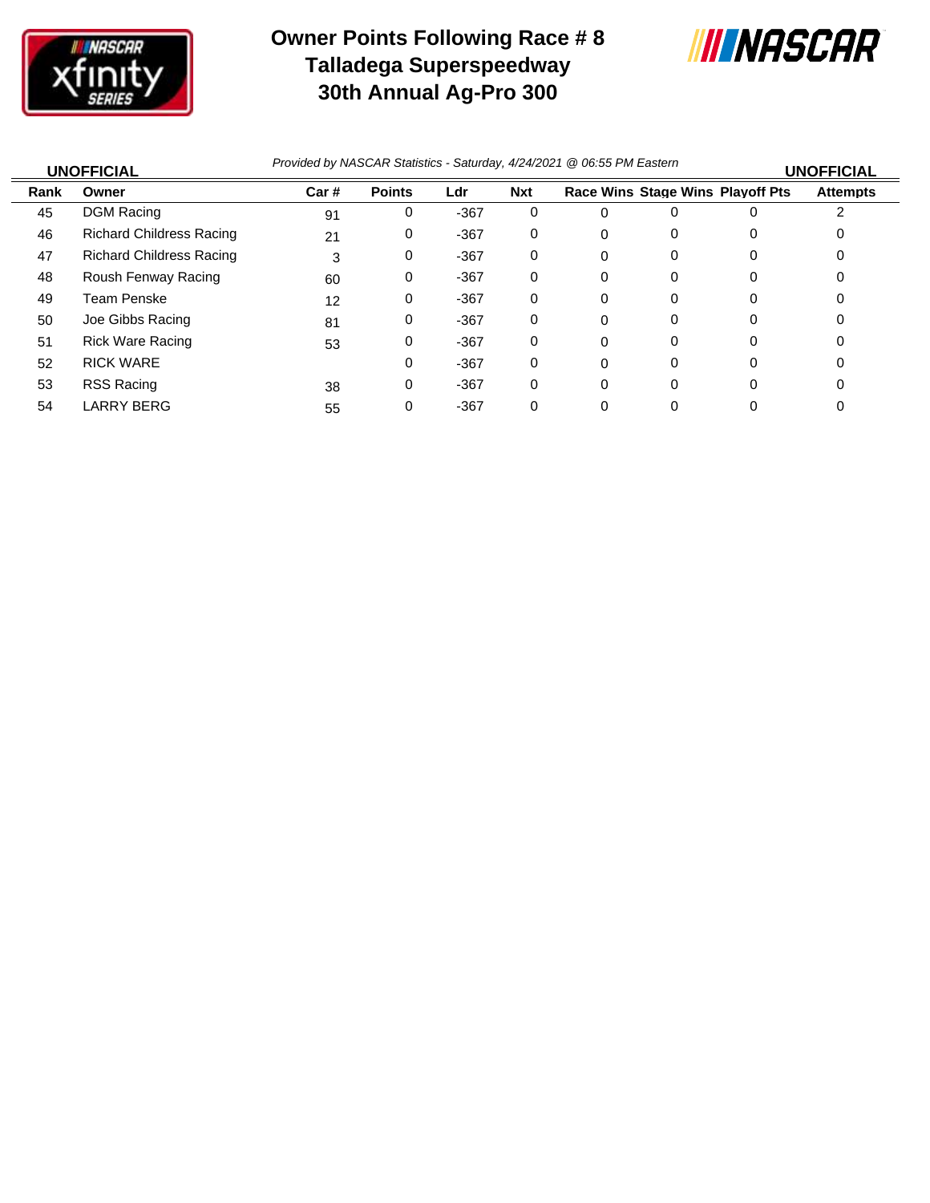# Owner Points Following Race # 8
# Talladega Superspeedway
# 30th Annual Ag-Pro 300

**UNOFFICIAL** *Provided by NASCAR Statistics - Saturday, 4/24/2021 @ 06:55 PM Eastern* **UNOFFICIAL**

| Rank | Owner | Car # | Points | Ldr | Nxt | Race Wins | Stage Wins | Playoff Pts | Attempts |
|---|---|---|---|---|---|---|---|---|---|
| 45 | DGM Racing | 91 | 0 | -367 | 0 | 0 | 0 | 0 | 2 |
| 46 | Richard Childress Racing | 21 | 0 | -367 | 0 | 0 | 0 | 0 | 0 |
| 47 | Richard Childress Racing | 3 | 0 | -367 | 0 | 0 | 0 | 0 | 0 |
| 48 | Roush Fenway Racing | 60 | 0 | -367 | 0 | 0 | 0 | 0 | 0 |
| 49 | Team Penske | 12 | 0 | -367 | 0 | 0 | 0 | 0 | 0 |
| 50 | Joe Gibbs Racing | 81 | 0 | -367 | 0 | 0 | 0 | 0 | 0 |
| 51 | Rick Ware Racing | 53 | 0 | -367 | 0 | 0 | 0 | 0 | 0 |
| 52 | RICK WARE | | 0 | -367 | 0 | 0 | 0 | 0 | 0 |
| 53 | RSS Racing | 38 | 0 | -367 | 0 | 0 | 0 | 0 | 0 |
| 54 | LARRY BERG | 55 | 0 | -367 | 0 | 0 | 0 | 0 | 0 |